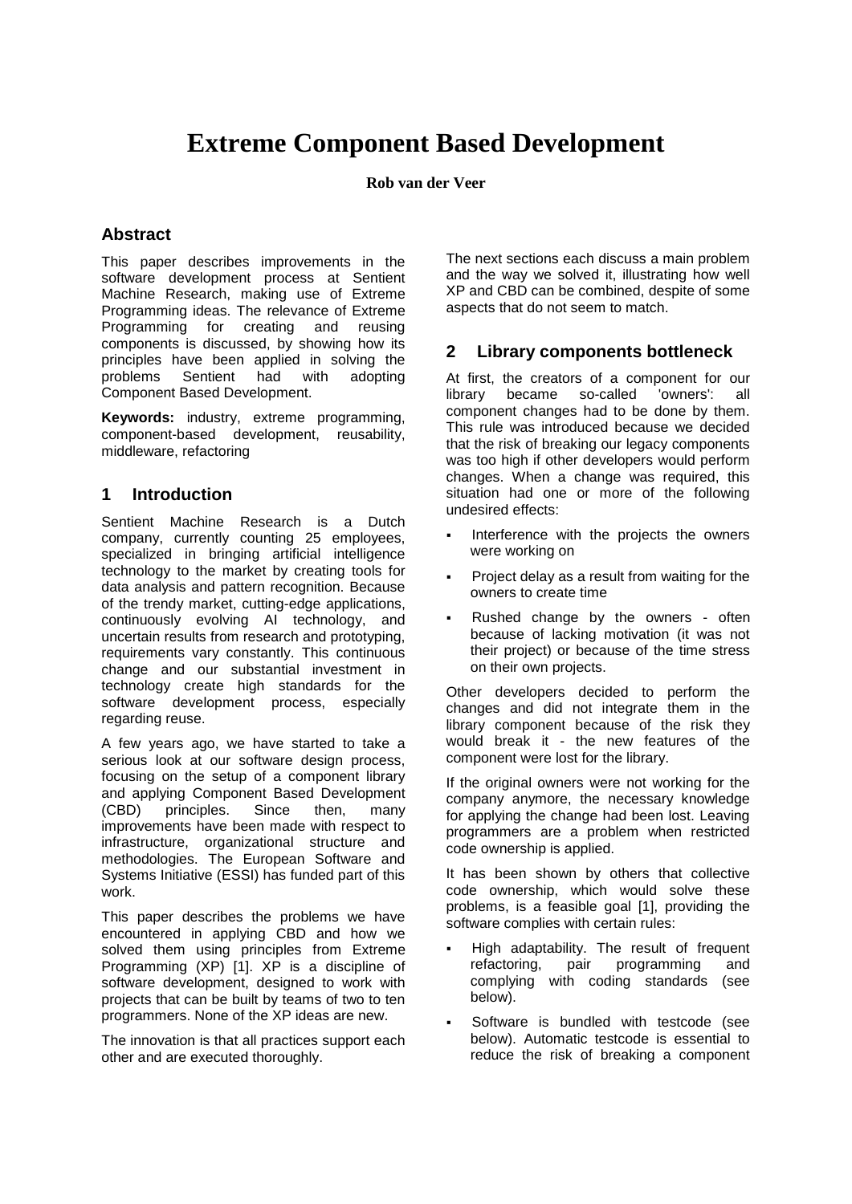# Extreme Component Based Development

**Rob van der Veer**

## Abstract

This paper describes improvements in the software development process at Sentient Machine Research, making use of Extreme Programming ideas. The relevance of Extreme Programming for creating and reusing components is discussed, by showing how its principles have been applied in solving the problems Sentient had with adopting Component Based Development.

**Keywords:** industry, extreme programming, component-based development, reusability, middleware, refactoring

## 1 Introduction

Sentient Machine Research is a Dutch company, currently counting 25 employees, specialized in bringing artificial intelligence technology to the market by creating tools for data analysis and pattern recognition. Because of the trendy market, cutting-edge applications, continuously evolving AI technology, and uncertain results from research and prototyping, requirements vary constantly. This continuous change and our substantial investment in technology create high standards for the software development process, especially regarding reuse.

A few years ago, we have started to take a serious look at our software design process, focusing on the setup of a component library and applying Component Based Development (CBD) principles. Since then, many improvements have been made with respect to infrastructure, organizational structure and methodologies. The European Software and Systems Initiative (ESSI) has funded part of this work.

This paper describes the problems we have encountered in applying CBD and how we solved them using principles from Extreme Programming (XP) [1]. XP is a discipline of software development, designed to work with projects that can be built by teams of two to ten programmers. None of the XP ideas are new.

The innovation is that all practices support each other and are executed thoroughly.

The next sections each discuss a main problem and the way we solved it, illustrating how well XP and CBD can be combined, despite of some aspects that do not seem to match.

## 2 Library components bottleneck

At first, the creators of a component for our library became so-called 'owners': all component changes had to be done by them. This rule was introduced because we decided that the risk of breaking our legacy components was too high if other developers would perform changes. When a change was required, this situation had one or more of the following undesired effects:

- Interference with the projects the owners were working on
- Project delay as a result from waiting for the owners to create time
- Rushed change by the owners - often because of lacking motivation (it was not their project) or because of the time stress on their own projects.

Other developers decided to perform the changes and did not integrate them in the library component because of the risk they would break it - the new features of the component were lost for the library.

If the original owners were not working for the company anymore, the necessary knowledge for applying the change had been lost. Leaving programmers are a problem when restricted code ownership is applied.

It has been shown by others that collective code ownership, which would solve these problems, is a feasible goal [1], providing the software complies with certain rules:

- High adaptability. The result of frequent refactoring, pair programming and complying with coding standards (see below).
- Software is bundled with testcode (see below). Automatic testcode is essential to reduce the risk of breaking a component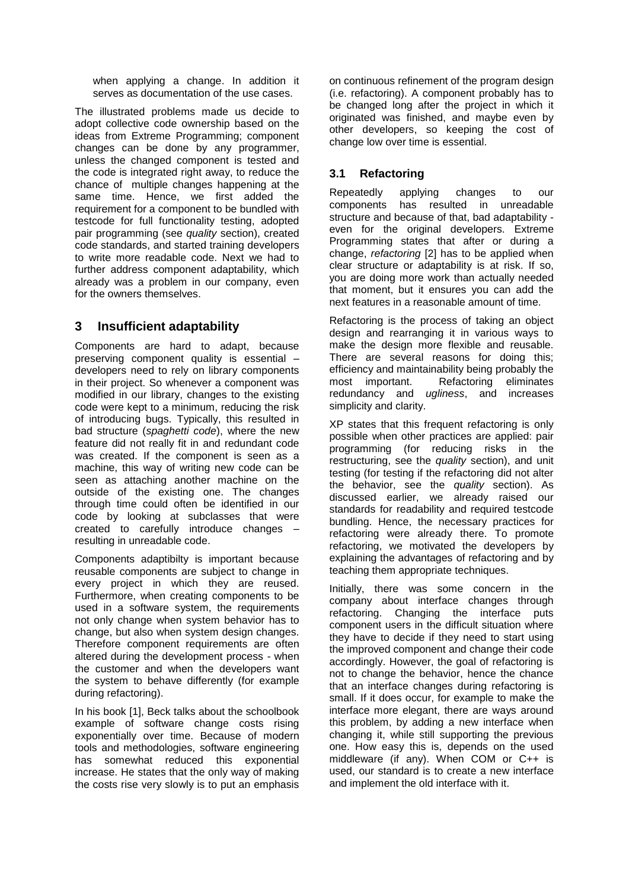when applying a change. In addition it serves as documentation of the use cases.

The illustrated problems made us decide to adopt collective code ownership based on the ideas from Extreme Programming; component changes can be done by any programmer, unless the changed component is tested and the code is integrated right away, to reduce the chance of multiple changes happening at the same time. Hence, we first added the requirement for a component to be bundled with testcode for full functionality testing, adopted pair programming (see *quality* section), created code standards, and started training developers to write more readable code. Next we had to further address component adaptability, which already was a problem in our company, even for the owners themselves.

## 3 Insufficient adaptability

Components are hard to adapt, because preserving component quality is essential – developers need to rely on library components in their project. So whenever a component was modified in our library, changes to the existing code were kept to a minimum, reducing the risk of introducing bugs. Typically, this resulted in bad structure (*spaghetti code*), where the new feature did not really fit in and redundant code was created. If the component is seen as a machine, this way of writing new code can be seen as attaching another machine on the outside of the existing one. The changes through time could often be identified in our code by looking at subclasses that were created to carefully introduce changes – resulting in unreadable code.

Components adaptibilty is important because reusable components are subject to change in every project in which they are reused. Furthermore, when creating components to be used in a software system, the requirements not only change when system behavior has to change, but also when system design changes. Therefore component requirements are often altered during the development process - when the customer and when the developers want the system to behave differently (for example during refactoring).

In his book [1], Beck talks about the schoolbook example of software change costs rising exponentially over time. Because of modern tools and methodologies, software engineering has somewhat reduced this exponential increase. He states that the only way of making the costs rise very slowly is to put an emphasis on continuous refinement of the program design (i.e. refactoring). A component probably has to be changed long after the project in which it originated was finished, and maybe even by other developers, so keeping the cost of change low over time is essential.

### 3.1 Refactoring

Repeatedly applying changes to our components has resulted in unreadable structure and because of that, bad adaptability - even for the original developers. Extreme Programming states that after or during a change, *refactoring* [2] has to be applied when clear structure or adaptability is at risk. If so, you are doing more work than actually needed that moment, but it ensures you can add the next features in a reasonable amount of time.

Refactoring is the process of taking an object design and rearranging it in various ways to make the design more flexible and reusable. There are several reasons for doing this; efficiency and maintainability being probably the most important. Refactoring eliminates redundancy and *ugliness*, and increases simplicity and clarity.

XP states that this frequent refactoring is only possible when other practices are applied: pair programming (for reducing risks in the restructuring, see the *quality* section), and unit testing (for testing if the refactoring did not alter the behavior, see the *quality* section). As discussed earlier, we already raised our standards for readability and required testcode bundling. Hence, the necessary practices for refactoring were already there. To promote refactoring, we motivated the developers by explaining the advantages of refactoring and by teaching them appropriate techniques.

Initially, there was some concern in the company about interface changes through refactoring. Changing the interface puts component users in the difficult situation where they have to decide if they need to start using the improved component and change their code accordingly. However, the goal of refactoring is not to change the behavior, hence the chance that an interface changes during refactoring is small. If it does occur, for example to make the interface more elegant, there are ways around this problem, by adding a new interface when changing it, while still supporting the previous one. How easy this is, depends on the used middleware (if any). When COM or C++ is used, our standard is to create a new interface and implement the old interface with it.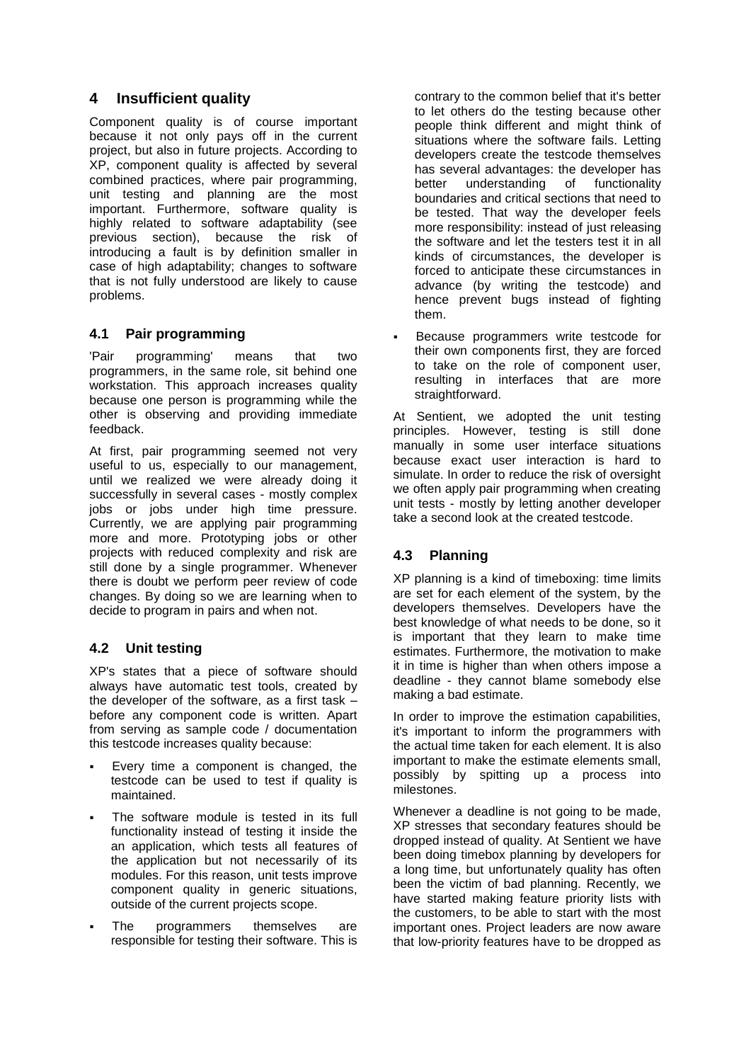## 4 Insufficient quality

Component quality is of course important because it not only pays off in the current project, but also in future projects. According to XP, component quality is affected by several combined practices, where pair programming, unit testing and planning are the most important. Furthermore, software quality is highly related to software adaptability (see previous section), because the risk of introducing a fault is by definition smaller in case of high adaptability; changes to software that is not fully understood are likely to cause problems.

### 4.1 Pair programming

'Pair programming' means that two programmers, in the same role, sit behind one workstation. This approach increases quality because one person is programming while the other is observing and providing immediate feedback.

At first, pair programming seemed not very useful to us, especially to our management, until we realized we were already doing it successfully in several cases - mostly complex jobs or jobs under high time pressure. Currently, we are applying pair programming more and more. Prototyping jobs or other projects with reduced complexity and risk are still done by a single programmer. Whenever there is doubt we perform peer review of code changes. By doing so we are learning when to decide to program in pairs and when not.

### 4.2 Unit testing

XP's states that a piece of software should always have automatic test tools, created by the developer of the software, as a first task – before any component code is written. Apart from serving as sample code / documentation this testcode increases quality because:

- Every time a component is changed, the testcode can be used to test if quality is maintained.
- The software module is tested in its full functionality instead of testing it inside the an application, which tests all features of the application but not necessarily of its modules. For this reason, unit tests improve component quality in generic situations, outside of the current projects scope.
- The programmers themselves are responsible for testing their software. This is contrary to the common belief that it's better to let others do the testing because other people think different and might think of situations where the software fails. Letting developers create the testcode themselves has several advantages: the developer has better understanding of functionality boundaries and critical sections that need to be tested. That way the developer feels more responsibility: instead of just releasing the software and let the testers test it in all kinds of circumstances, the developer is forced to anticipate these circumstances in advance (by writing the testcode) and hence prevent bugs instead of fighting them.
- Because programmers write testcode for their own components first, they are forced to take on the role of component user, resulting in interfaces that are more straightforward.

At Sentient, we adopted the unit testing principles. However, testing is still done manually in some user interface situations because exact user interaction is hard to simulate. In order to reduce the risk of oversight we often apply pair programming when creating unit tests - mostly by letting another developer take a second look at the created testcode.

### 4.3 Planning

XP planning is a kind of timeboxing: time limits are set for each element of the system, by the developers themselves. Developers have the best knowledge of what needs to be done, so it is important that they learn to make time estimates. Furthermore, the motivation to make it in time is higher than when others impose a deadline - they cannot blame somebody else making a bad estimate.

In order to improve the estimation capabilities, it's important to inform the programmers with the actual time taken for each element. It is also important to make the estimate elements small, possibly by spitting up a process into milestones.

Whenever a deadline is not going to be made, XP stresses that secondary features should be dropped instead of quality. At Sentient we have been doing timebox planning by developers for a long time, but unfortunately quality has often been the victim of bad planning. Recently, we have started making feature priority lists with the customers, to be able to start with the most important ones. Project leaders are now aware that low-priority features have to be dropped as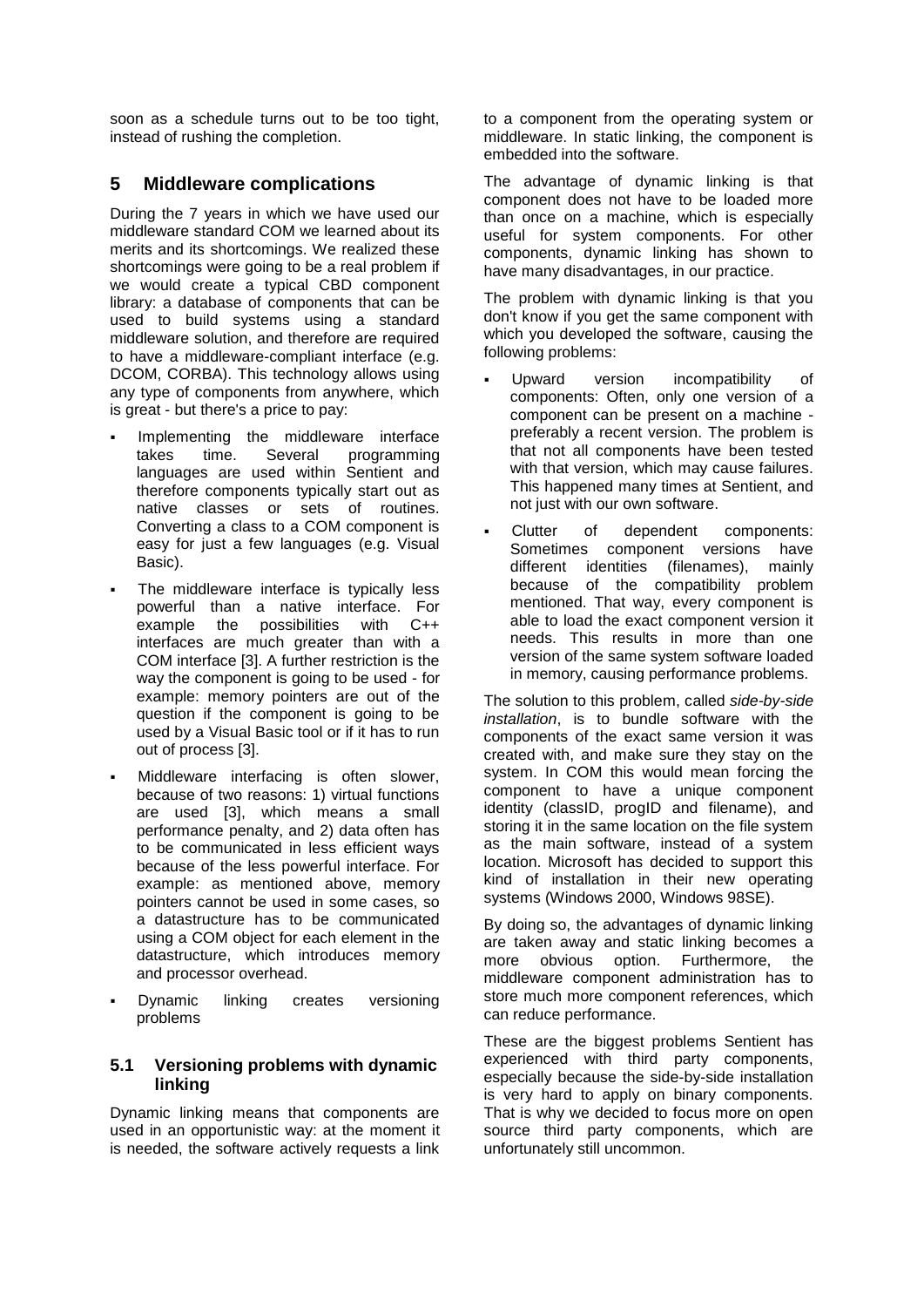soon as a schedule turns out to be too tight, instead of rushing the completion.

## 5 Middleware complications

During the 7 years in which we have used our middleware standard COM we learned about its merits and its shortcomings. We realized these shortcomings were going to be a real problem if we would create a typical CBD component library: a database of components that can be used to build systems using a standard middleware solution, and therefore are required to have a middleware-compliant interface (e.g. DCOM, CORBA). This technology allows using any type of components from anywhere, which is great - but there's a price to pay:

- Implementing the middleware interface takes time. Several programming languages are used within Sentient and therefore components typically start out as native classes or sets of routines. Converting a class to a COM component is easy for just a few languages (e.g. Visual Basic).
- The middleware interface is typically less powerful than a native interface. For example the possibilities with C++ interfaces are much greater than with a COM interface [3]. A further restriction is the way the component is going to be used - for example: memory pointers are out of the question if the component is going to be used by a Visual Basic tool or if it has to run out of process [3].
- Middleware interfacing is often slower, because of two reasons: 1) virtual functions are used [3], which means a small performance penalty, and 2) data often has to be communicated in less efficient ways because of the less powerful interface. For example: as mentioned above, memory pointers cannot be used in some cases, so a datastructure has to be communicated using a COM object for each element in the datastructure, which introduces memory and processor overhead.
- Dynamic linking creates versioning problems

### 5.1 Versioning problems with dynamic linking

Dynamic linking means that components are used in an opportunistic way: at the moment it is needed, the software actively requests a link to a component from the operating system or middleware. In static linking, the component is embedded into the software.

The advantage of dynamic linking is that component does not have to be loaded more than once on a machine, which is especially useful for system components. For other components, dynamic linking has shown to have many disadvantages, in our practice.

The problem with dynamic linking is that you don't know if you get the same component with which you developed the software, causing the following problems:

- Upward version incompatibility of components: Often, only one version of a component can be present on a machine - preferably a recent version. The problem is that not all components have been tested with that version, which may cause failures. This happened many times at Sentient, and not just with our own software.
- Clutter of dependent components: Sometimes component versions have different identities (filenames), mainly because of the compatibility problem mentioned. That way, every component is able to load the exact component version it needs. This results in more than one version of the same system software loaded in memory, causing performance problems.

The solution to this problem, called *side-by-side installation*, is to bundle software with the components of the exact same version it was created with, and make sure they stay on the system. In COM this would mean forcing the component to have a unique component identity (classID, progID and filename), and storing it in the same location on the file system as the main software, instead of a system location. Microsoft has decided to support this kind of installation in their new operating systems (Windows 2000, Windows 98SE).

By doing so, the advantages of dynamic linking are taken away and static linking becomes a more obvious option. Furthermore, the middleware component administration has to store much more component references, which can reduce performance.

These are the biggest problems Sentient has experienced with third party components, especially because the side-by-side installation is very hard to apply on binary components. That is why we decided to focus more on open source third party components, which are unfortunately still uncommon.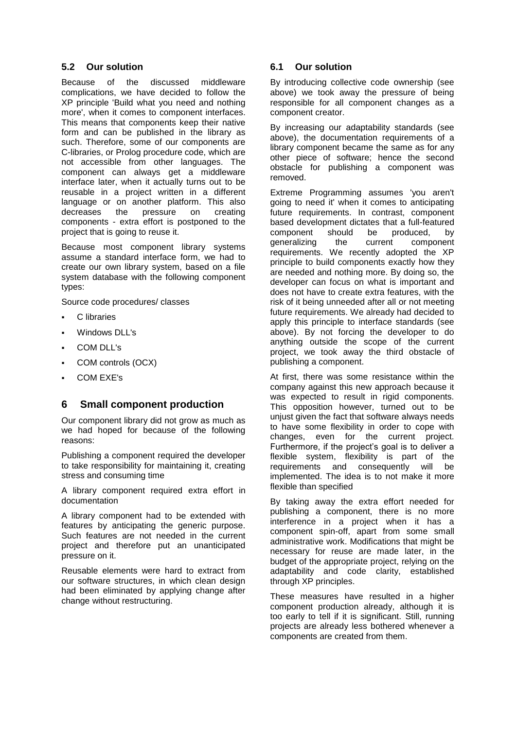### 5.2 Our solution

Because of the discussed middleware complications, we have decided to follow the XP principle 'Build what you need and nothing more', when it comes to component interfaces. This means that components keep their native form and can be published in the library as such. Therefore, some of our components are C-libraries, or Prolog procedure code, which are not accessible from other languages. The component can always get a middleware interface later, when it actually turns out to be reusable in a project written in a different language or on another platform. This also decreases the pressure on creating components - extra effort is postponed to the project that is going to reuse it.

Because most component library systems assume a standard interface form, we had to create our own library system, based on a file system database with the following component types:

Source code procedures/ classes

- C libraries
- Windows DLL's
- COM DLL's
- COM controls (OCX)
- COM EXE's

## 6 Small component production

Our component library did not grow as much as we had hoped for because of the following reasons:

Publishing a component required the developer to take responsibility for maintaining it, creating stress and consuming time

A library component required extra effort in documentation

A library component had to be extended with features by anticipating the generic purpose. Such features are not needed in the current project and therefore put an unanticipated pressure on it.

Reusable elements were hard to extract from our software structures, in which clean design had been eliminated by applying change after change without restructuring.

### 6.1 Our solution

By introducing collective code ownership (see above) we took away the pressure of being responsible for all component changes as a component creator.

By increasing our adaptability standards (see above), the documentation requirements of a library component became the same as for any other piece of software; hence the second obstacle for publishing a component was removed.

Extreme Programming assumes 'you aren't going to need it' when it comes to anticipating future requirements. In contrast, component based development dictates that a full-featured component should be produced, by generalizing the current component requirements. We recently adopted the XP principle to build components exactly how they are needed and nothing more. By doing so, the developer can focus on what is important and does not have to create extra features, with the risk of it being unneeded after all or not meeting future requirements. We already had decided to apply this principle to interface standards (see above). By not forcing the developer to do anything outside the scope of the current project, we took away the third obstacle of publishing a component.

At first, there was some resistance within the company against this new approach because it was expected to result in rigid components. This opposition however, turned out to be unjust given the fact that software always needs to have some flexibility in order to cope with changes, even for the current project. Furthermore, if the project's goal is to deliver a flexible system, flexibility is part of the requirements and consequently will be implemented. The idea is to not make it more flexible than specified

By taking away the extra effort needed for publishing a component, there is no more interference in a project when it has a component spin-off, apart from some small administrative work. Modifications that might be necessary for reuse are made later, in the budget of the appropriate project, relying on the adaptability and code clarity, established through XP principles.

These measures have resulted in a higher component production already, although it is too early to tell if it is significant. Still, running projects are already less bothered whenever a components are created from them.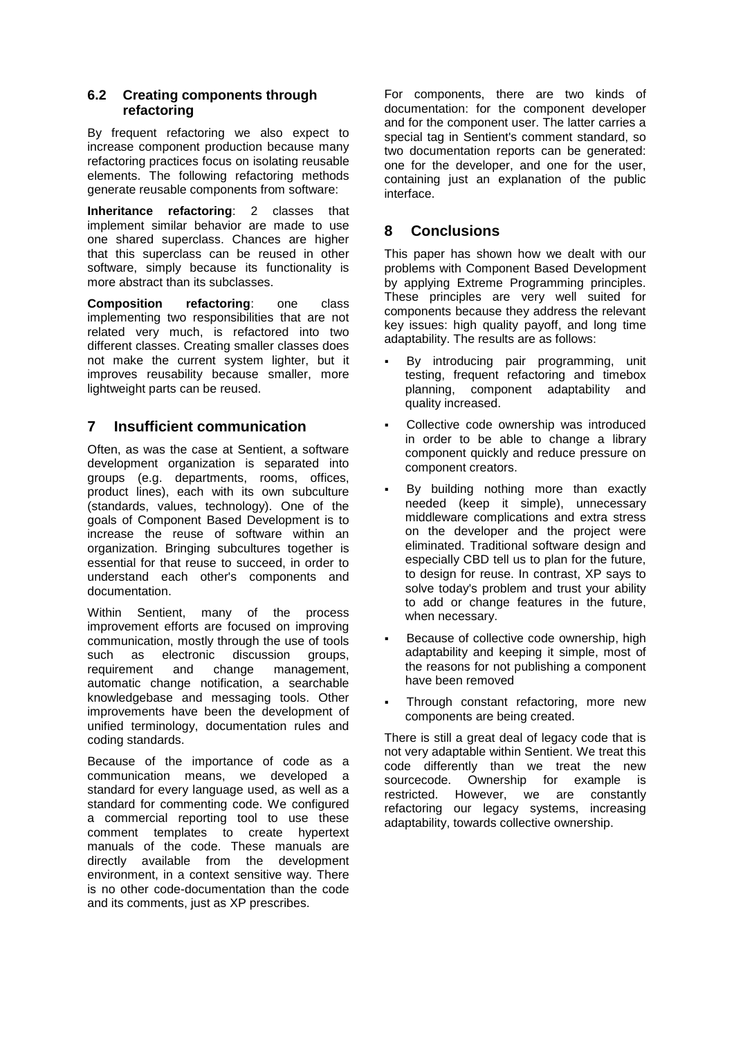### 6.2 Creating components through refactoring

By frequent refactoring we also expect to increase component production because many refactoring practices focus on isolating reusable elements. The following refactoring methods generate reusable components from software:

**Inheritance refactoring**: 2 classes that implement similar behavior are made to use one shared superclass. Chances are higher that this superclass can be reused in other software, simply because its functionality is more abstract than its subclasses.

**Composition refactoring**: one class implementing two responsibilities that are not related very much, is refactored into two different classes. Creating smaller classes does not make the current system lighter, but it improves reusability because smaller, more lightweight parts can be reused.

## 7 Insufficient communication

Often, as was the case at Sentient, a software development organization is separated into groups (e.g. departments, rooms, offices, product lines), each with its own subculture (standards, values, technology). One of the goals of Component Based Development is to increase the reuse of software within an organization. Bringing subcultures together is essential for that reuse to succeed, in order to understand each other's components and documentation.

Within Sentient, many of the process improvement efforts are focused on improving communication, mostly through the use of tools such as electronic discussion groups, requirement and change management, automatic change notification, a searchable knowledgebase and messaging tools. Other improvements have been the development of unified terminology, documentation rules and coding standards.

Because of the importance of code as a communication means, we developed a standard for every language used, as well as a standard for commenting code. We configured a commercial reporting tool to use these comment templates to create hypertext manuals of the code. These manuals are directly available from the development environment, in a context sensitive way. There is no other code-documentation than the code and its comments, just as XP prescribes.

For components, there are two kinds of documentation: for the component developer and for the component user. The latter carries a special tag in Sentient's comment standard, so two documentation reports can be generated: one for the developer, and one for the user, containing just an explanation of the public interface.

## 8 Conclusions

This paper has shown how we dealt with our problems with Component Based Development by applying Extreme Programming principles. These principles are very well suited for components because they address the relevant key issues: high quality payoff, and long time adaptability. The results are as follows:

- By introducing pair programming, unit testing, frequent refactoring and timebox planning, component adaptability and quality increased.
- Collective code ownership was introduced in order to be able to change a library component quickly and reduce pressure on component creators.
- By building nothing more than exactly needed (keep it simple), unnecessary middleware complications and extra stress on the developer and the project were eliminated. Traditional software design and especially CBD tell us to plan for the future, to design for reuse. In contrast, XP says to solve today's problem and trust your ability to add or change features in the future, when necessary.
- Because of collective code ownership, high adaptability and keeping it simple, most of the reasons for not publishing a component have been removed
- Through constant refactoring, more new components are being created.

There is still a great deal of legacy code that is not very adaptable within Sentient. We treat this code differently than we treat the new sourcecode. Ownership for example is restricted. However, we are constantly refactoring our legacy systems, increasing adaptability, towards collective ownership.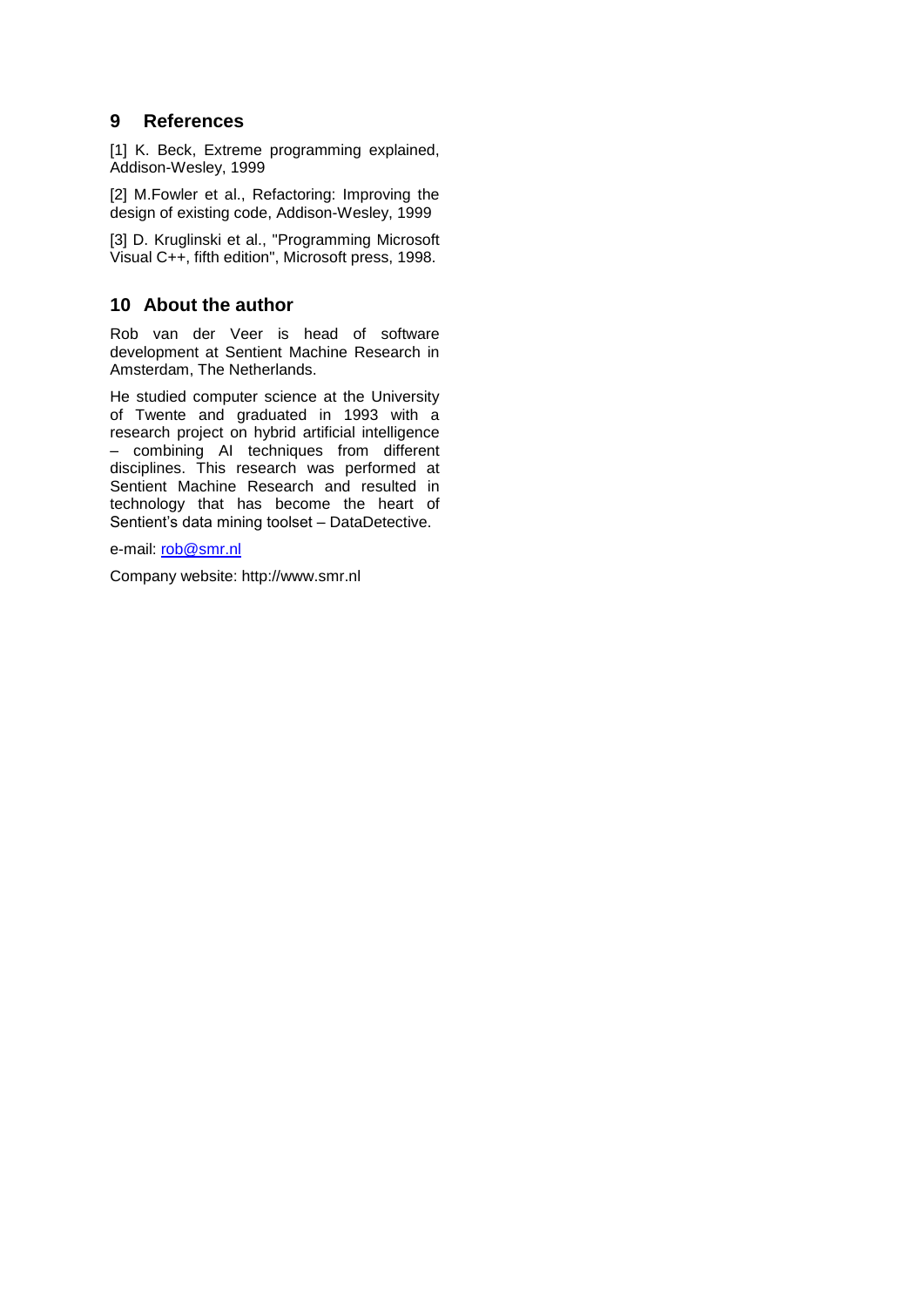## 9 References

[1] K. Beck, Extreme programming explained, Addison-Wesley, 1999

[2] M.Fowler et al., Refactoring: Improving the design of existing code, Addison-Wesley, 1999

[3] D. Kruglinski et al., "Programming Microsoft Visual C++, fifth edition", Microsoft press, 1998.

## 10 About the author

Rob van der Veer is head of software development at Sentient Machine Research in Amsterdam, The Netherlands.

He studied computer science at the University of Twente and graduated in 1993 with a research project on hybrid artificial intelligence – combining AI techniques from different disciplines. This research was performed at Sentient Machine Research and resulted in technology that has become the heart of Sentient's data mining toolset – DataDetective.

e-mail: rob@smr.nl

Company website: http://www.smr.nl